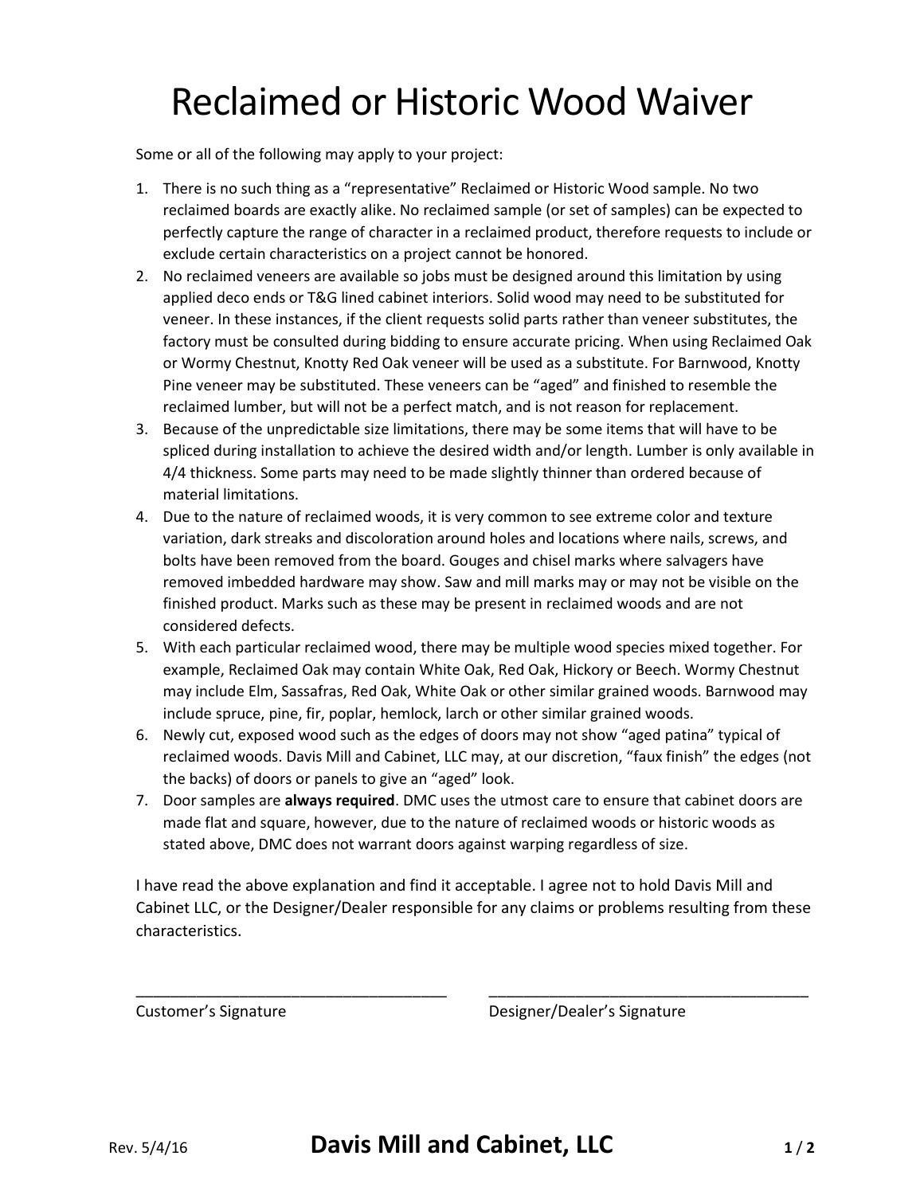# Reclaimed or Historic Wood Waiver

Some or all of the following may apply to your project:

1. There is no such thing as a "representative" Reclaimed or Historic Wood sample. No two reclaimed boards are exactly alike. No reclaimed sample (or set of samples) can be expected to perfectly capture the range of character in a reclaimed product, therefore requests to include or exclude certain characteristics on a project cannot be honored.
2. No reclaimed veneers are available so jobs must be designed around this limitation by using applied deco ends or T&G lined cabinet interiors. Solid wood may need to be substituted for veneer. In these instances, if the client requests solid parts rather than veneer substitutes, the factory must be consulted during bidding to ensure accurate pricing. When using Reclaimed Oak or Wormy Chestnut, Knotty Red Oak veneer will be used as a substitute. For Barnwood, Knotty Pine veneer may be substituted. These veneers can be "aged" and finished to resemble the reclaimed lumber, but will not be a perfect match, and is not reason for replacement.
3. Because of the unpredictable size limitations, there may be some items that will have to be spliced during installation to achieve the desired width and/or length. Lumber is only available in 4/4 thickness. Some parts may need to be made slightly thinner than ordered because of material limitations.
4. Due to the nature of reclaimed woods, it is very common to see extreme color and texture variation, dark streaks and discoloration around holes and locations where nails, screws, and bolts have been removed from the board. Gouges and chisel marks where salvagers have removed imbedded hardware may show. Saw and mill marks may or may not be visible on the finished product. Marks such as these may be present in reclaimed woods and are not considered defects.
5. With each particular reclaimed wood, there may be multiple wood species mixed together. For example, Reclaimed Oak may contain White Oak, Red Oak, Hickory or Beech. Wormy Chestnut may include Elm, Sassafras, Red Oak, White Oak or other similar grained woods. Barnwood may include spruce, pine, fir, poplar, hemlock, larch or other similar grained woods.
6. Newly cut, exposed wood such as the edges of doors may not show "aged patina" typical of reclaimed woods. Davis Mill and Cabinet, LLC may, at our discretion, "faux finish" the edges (not the backs) of doors or panels to give an "aged" look.
7. Door samples are **always required**. DMC uses the utmost care to ensure that cabinet doors are made flat and square, however, due to the nature of reclaimed woods or historic woods as stated above, DMC does not warrant doors against warping regardless of size.

I have read the above explanation and find it acceptable. I agree not to hold Davis Mill and Cabinet LLC, or the Designer/Dealer responsible for any claims or problems resulting from these characteristics.

\_\_\_\_\_\_\_\_\_\_\_\_\_\_\_\_\_\_\_\_\_\_\_\_\_\_\_\_\_\_\_\_\_\_\_\_ Customer's Signature

\_\_\_\_\_\_\_\_\_\_\_\_\_\_\_\_\_\_\_\_\_\_\_\_\_\_\_\_\_\_\_\_\_\_\_\_ Designer/Dealer's Signature

Rev. 5/4/16 **Davis Mill and Cabinet, LLC**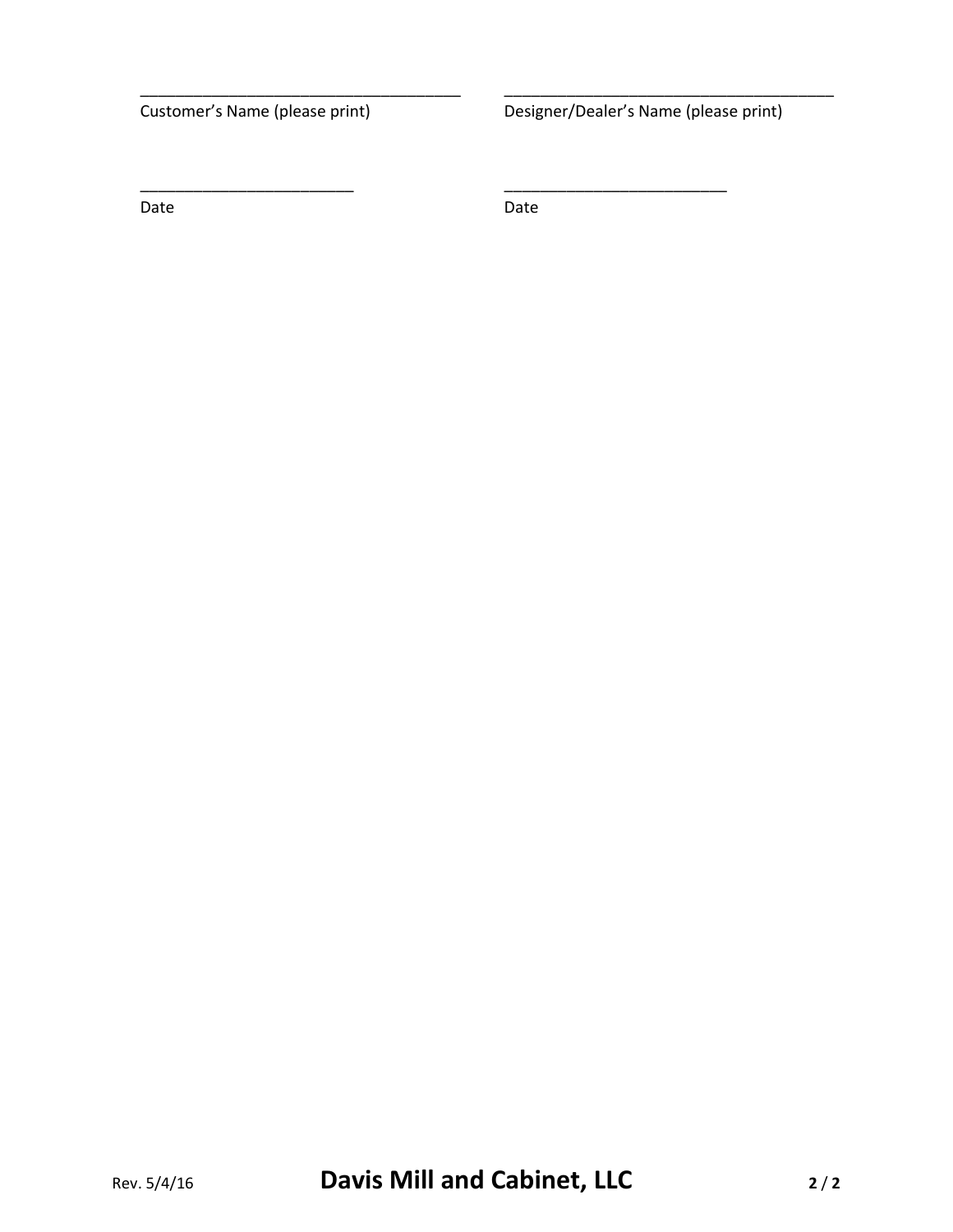_____________________________________ _____________________________________

Customer's Name (please print) Designer/Dealer's Name (please print)

_________________________ _________________________

Date Date